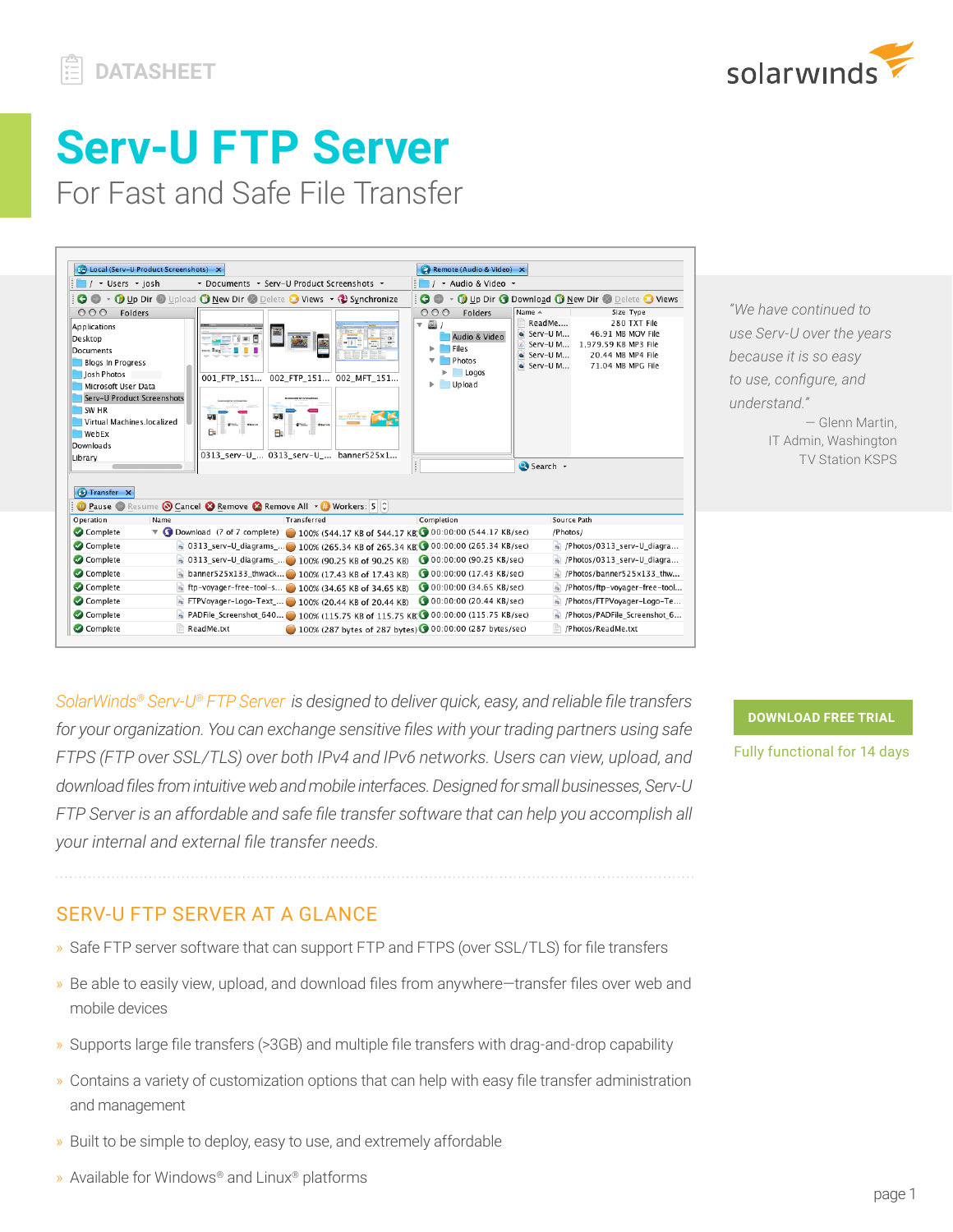DATASHEET

# Serv-U FTP Server

## For Fast and Safe File Transfer

*"We have continued to use Serv-U over the years because it is so easy to use, configure, and understand."*

— Glenn Martin,
IT Admin, Washington
TV Station KSPS

*SolarWinds® Serv-U® FTP Server is designed to deliver quick, easy, and reliable file transfers for your organization. You can exchange sensitive files with your trading partners using safe FTPS (FTP over SSL/TLS) over both IPv4 and IPv6 networks. Users can view, upload, and download files from intuitive web and mobile interfaces. Designed for small businesses, Serv-U FTP Server is an affordable and safe file transfer software that can help you accomplish all your internal and external file transfer needs.*

**DOWNLOAD FREE TRIAL**

Fully functional for 14 days

## SERV-U FTP SERVER AT A GLANCE

- Safe FTP server software that can support FTP and FTPS (over SSL/TLS) for file transfers
- Be able to easily view, upload, and download files from anywhere—transfer files over web and mobile devices
- Supports large file transfers (>3GB) and multiple file transfers with drag-and-drop capability
- Contains a variety of customization options that can help with easy file transfer administration and management
- Built to be simple to deploy, easy to use, and extremely affordable
- Available for Windows® and Linux® platforms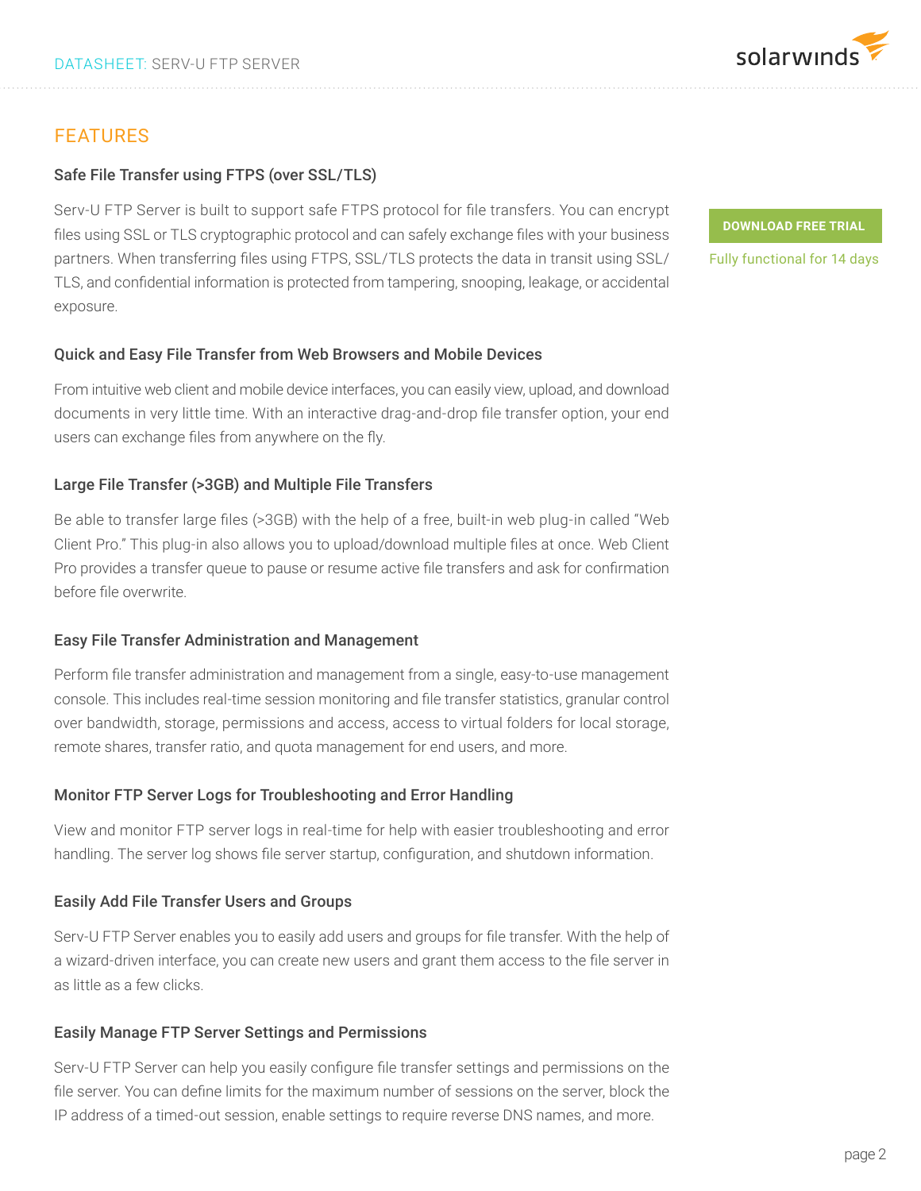## FEATURES

### Safe File Transfer using FTPS (over SSL/TLS)

Serv-U FTP Server is built to support safe FTPS protocol for file transfers. You can encrypt files using SSL or TLS cryptographic protocol and can safely exchange files with your business partners. When transferring files using FTPS, SSL/TLS protects the data in transit using SSL/TLS, and confidential information is protected from tampering, snooping, leakage, or accidental exposure.

**DOWNLOAD FREE TRIAL**

Fully functional for 14 days

### Quick and Easy File Transfer from Web Browsers and Mobile Devices

From intuitive web client and mobile device interfaces, you can easily view, upload, and download documents in very little time. With an interactive drag-and-drop file transfer option, your end users can exchange files from anywhere on the fly.

### Large File Transfer (>3GB) and Multiple File Transfers

Be able to transfer large files (>3GB) with the help of a free, built-in web plug-in called "Web Client Pro." This plug-in also allows you to upload/download multiple files at once. Web Client Pro provides a transfer queue to pause or resume active file transfers and ask for confirmation before file overwrite.

### Easy File Transfer Administration and Management

Perform file transfer administration and management from a single, easy-to-use management console. This includes real-time session monitoring and file transfer statistics, granular control over bandwidth, storage, permissions and access, access to virtual folders for local storage, remote shares, transfer ratio, and quota management for end users, and more.

### Monitor FTP Server Logs for Troubleshooting and Error Handling

View and monitor FTP server logs in real-time for help with easier troubleshooting and error handling. The server log shows file server startup, configuration, and shutdown information.

### Easily Add File Transfer Users and Groups

Serv-U FTP Server enables you to easily add users and groups for file transfer. With the help of a wizard-driven interface, you can create new users and grant them access to the file server in as little as a few clicks.

### Easily Manage FTP Server Settings and Permissions

Serv-U FTP Server can help you easily configure file transfer settings and permissions on the file server. You can define limits for the maximum number of sessions on the server, block the IP address of a timed-out session, enable settings to require reverse DNS names, and more.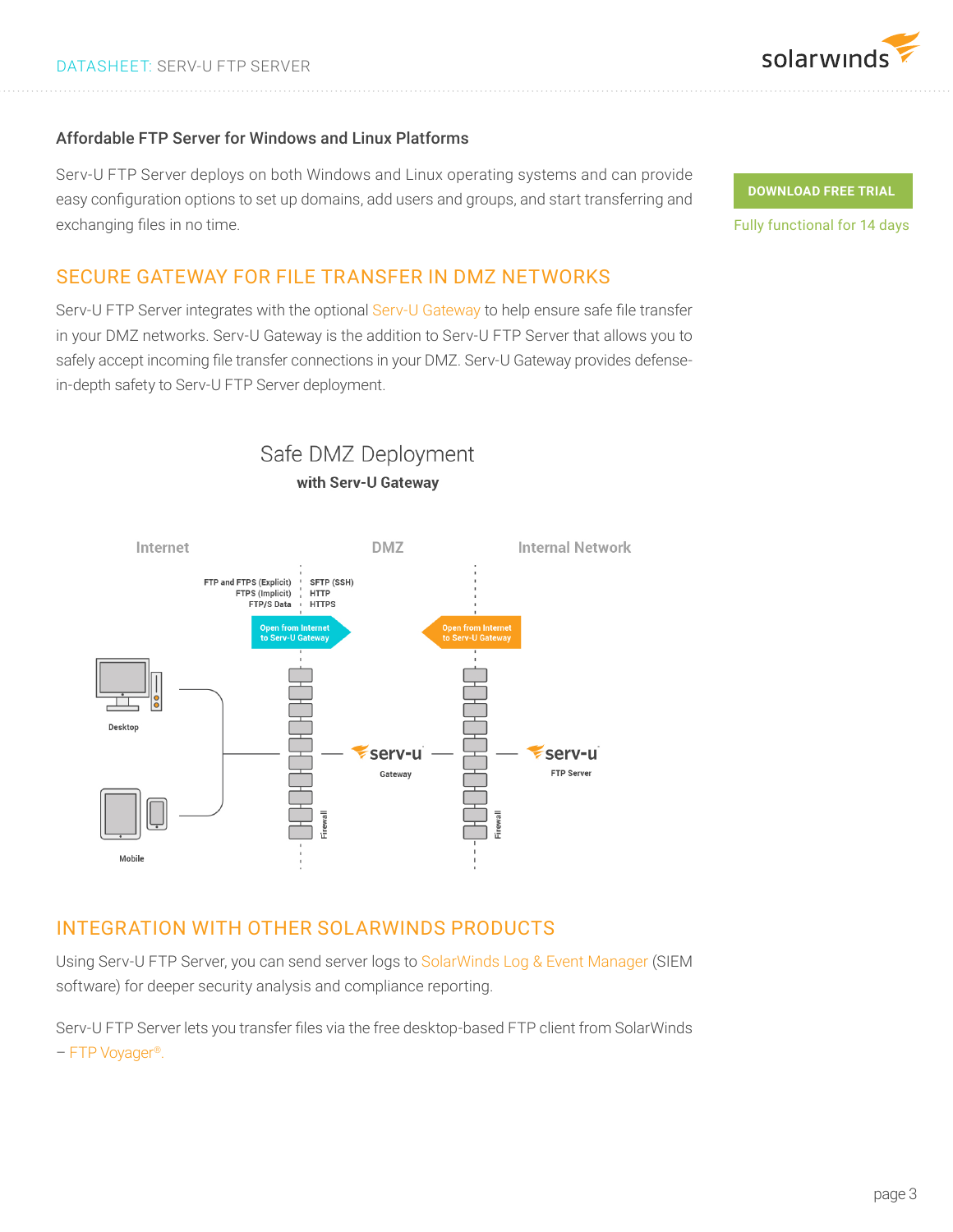## Affordable FTP Server for Windows and Linux Platforms

Serv-U FTP Server deploys on both Windows and Linux operating systems and can provide easy configuration options to set up domains, add users and groups, and start transferring and exchanging files in no time.

**DOWNLOAD FREE TRIAL**

Fully functional for 14 days

## SECURE GATEWAY FOR FILE TRANSFER IN DMZ NETWORKS

Serv-U FTP Server integrates with the optional Serv-U Gateway to help ensure safe file transfer in your DMZ networks. Serv-U Gateway is the addition to Serv-U FTP Server that allows you to safely accept incoming file transfer connections in your DMZ. Serv-U Gateway provides defense-in-depth safety to Serv-U FTP Server deployment.

### Safe DMZ Deployment

**with Serv-U Gateway**

Internet | DMZ | Internal Network

FTP and FTPS (Explicit)
FTPS (Implicit)
FTP/S Data

SFTP (SSH)
HTTP
HTTPS

Open from Internet to Serv-U Gateway

Open from Internet to Serv-U Gateway

Desktop

Mobile

Firewall

serv-u Gateway

Firewall

serv-u FTP Server

## INTEGRATION WITH OTHER SOLARWINDS PRODUCTS

Using Serv-U FTP Server, you can send server logs to SolarWinds Log & Event Manager (SIEM software) for deeper security analysis and compliance reporting.

Serv-U FTP Server lets you transfer files via the free desktop-based FTP client from SolarWinds – FTP Voyager®.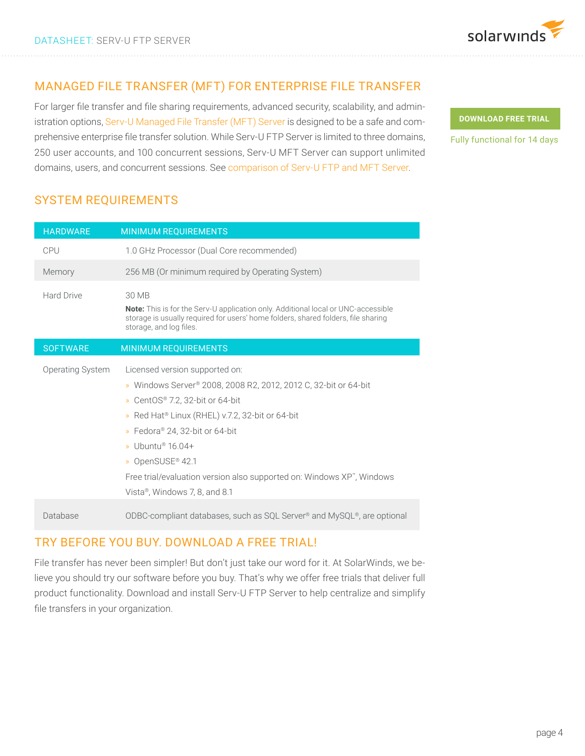## MANAGED FILE TRANSFER (MFT) FOR ENTERPRISE FILE TRANSFER

For larger file transfer and file sharing requirements, advanced security, scalability, and administration options, Serv-U Managed File Transfer (MFT) Server is designed to be a safe and comprehensive enterprise file transfer solution. While Serv-U FTP Server is limited to three domains, 250 user accounts, and 100 concurrent sessions, Serv-U MFT Server can support unlimited domains, users, and concurrent sessions. See comparison of Serv-U FTP and MFT Server.

**DOWNLOAD FREE TRIAL**

Fully functional for 14 days

## SYSTEM REQUIREMENTS

| HARDWARE | MINIMUM REQUIREMENTS |
|---|---|
| CPU | 1.0 GHz Processor (Dual Core recommended) |
| Memory | 256 MB (Or minimum required by Operating System) |
| Hard Drive | 30 MB<br>**Note:** This is for the Serv-U application only. Additional local or UNC-accessible storage is usually required for users' home folders, shared folders, file sharing storage, and log files. |
| **SOFTWARE** | **MINIMUM REQUIREMENTS** |
| Operating System | Licensed version supported on:<br>» Windows Server® 2008, 2008 R2, 2012, 2012 C, 32-bit or 64-bit<br>» CentOS® 7.2, 32-bit or 64-bit<br>» Red Hat® Linux (RHEL) v.7.2, 32-bit or 64-bit<br>» Fedora® 24, 32-bit or 64-bit<br>» Ubuntu® 16.04+<br>» OpenSUSE® 42.1<br>Free trial/evaluation version also supported on: Windows XP™, Windows Vista®, Windows 7, 8, and 8.1 |
| Database | ODBC-compliant databases, such as SQL Server® and MySQL®, are optional |

## TRY BEFORE YOU BUY. DOWNLOAD A FREE TRIAL!

File transfer has never been simpler! But don't just take our word for it. At SolarWinds, we believe you should try our software before you buy. That's why we offer free trials that deliver full product functionality. Download and install Serv-U FTP Server to help centralize and simplify file transfers in your organization.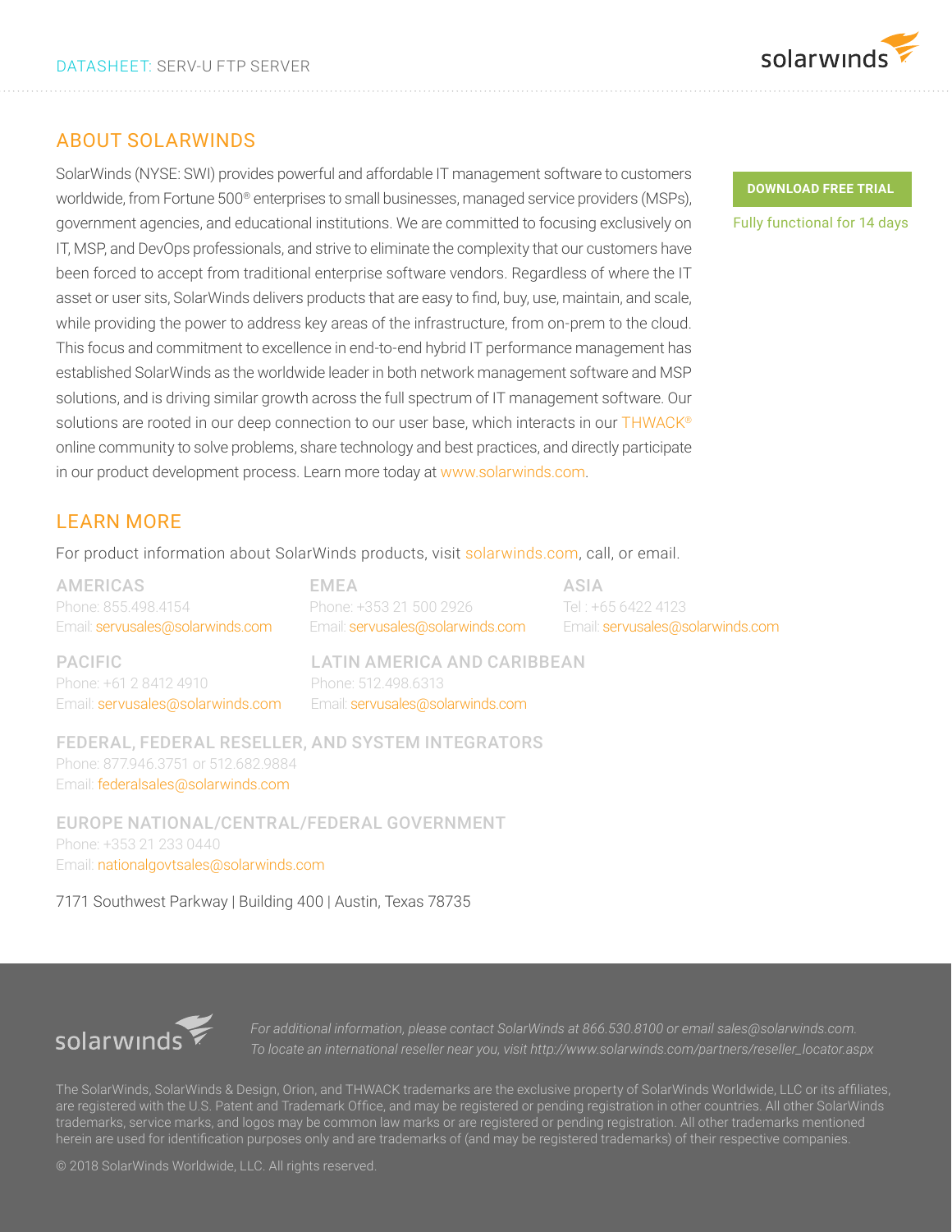## ABOUT SOLARWINDS

SolarWinds (NYSE: SWI) provides powerful and affordable IT management software to customers worldwide, from Fortune 500® enterprises to small businesses, managed service providers (MSPs), government agencies, and educational institutions. We are committed to focusing exclusively on IT, MSP, and DevOps professionals, and strive to eliminate the complexity that our customers have been forced to accept from traditional enterprise software vendors. Regardless of where the IT asset or user sits, SolarWinds delivers products that are easy to find, buy, use, maintain, and scale, while providing the power to address key areas of the infrastructure, from on-prem to the cloud. This focus and commitment to excellence in end-to-end hybrid IT performance management has established SolarWinds as the worldwide leader in both network management software and MSP solutions, and is driving similar growth across the full spectrum of IT management software. Our solutions are rooted in our deep connection to our user base, which interacts in our THWACK® online community to solve problems, share technology and best practices, and directly participate in our product development process. Learn more today at www.solarwinds.com.

**DOWNLOAD FREE TRIAL**

Fully functional for 14 days

## LEARN MORE

For product information about SolarWinds products, visit solarwinds.com, call, or email.

**AMERICAS**
Phone: 855.498.4154
Email: servusales@solarwinds.com

**EMEA**
Phone: +353 21 500 2926
Email: servusales@solarwinds.com

**ASIA**
Tel : +65 6422 4123
Email: servusales@solarwinds.com

**PACIFIC**
Phone: +61 2 8412 4910
Email: servusales@solarwinds.com

**LATIN AMERICA AND CARIBBEAN**
Phone: 512.498.6313
Email: servusales@solarwinds.com

**FEDERAL, FEDERAL RESELLER, AND SYSTEM INTEGRATORS**
Phone: 877.946.3751 or 512.682.9884
Email: federalsales@solarwinds.com

**EUROPE NATIONAL/CENTRAL/FEDERAL GOVERNMENT**
Phone: +353 21 233 0440
Email: nationalgovtsales@solarwinds.com

7171 Southwest Parkway | Building 400 | Austin, Texas 78735

*For additional information, please contact SolarWinds at 866.530.8100 or email sales@solarwinds.com. To locate an international reseller near you, visit http://www.solarwinds.com/partners/reseller_locator.aspx*

The SolarWinds, SolarWinds & Design, Orion, and THWACK trademarks are the exclusive property of SolarWinds Worldwide, LLC or its affiliates, are registered with the U.S. Patent and Trademark Office, and may be registered or pending registration in other countries. All other SolarWinds trademarks, service marks, and logos may be common law marks or are registered or pending registration. All other trademarks mentioned herein are used for identification purposes only and are trademarks of (and may be registered trademarks) of their respective companies.

© 2018 SolarWinds Worldwide, LLC. All rights reserved.